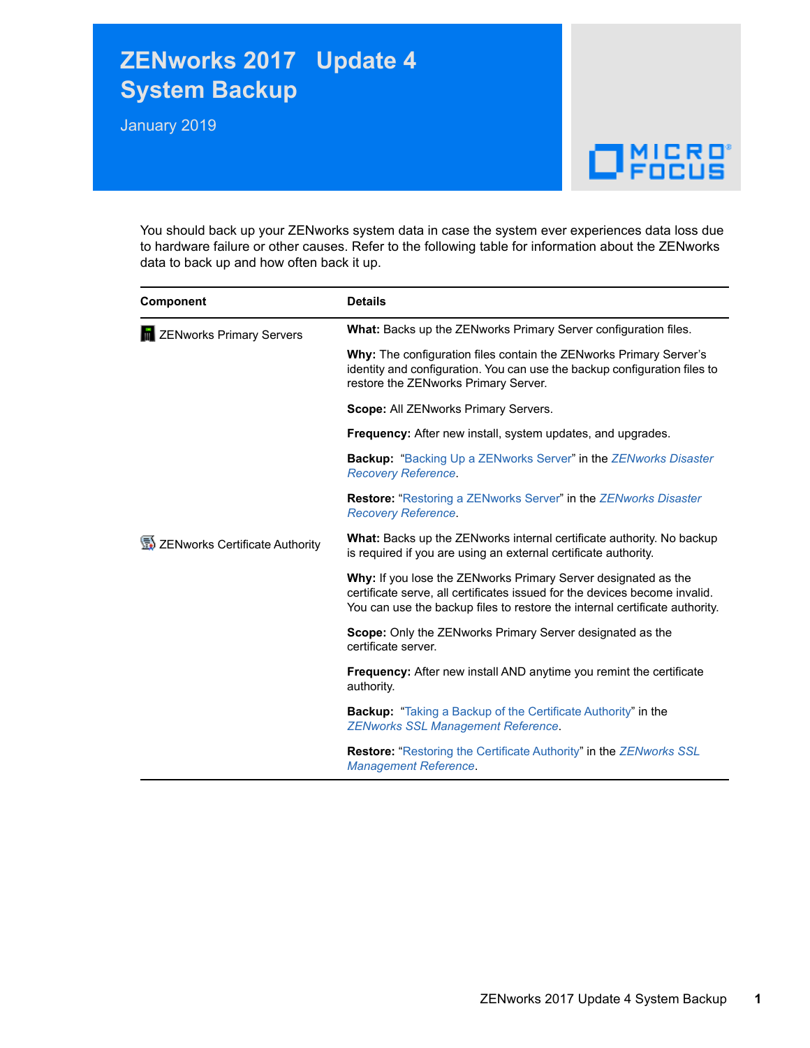# ZENworks 2017 Update 4 System Backup

January 2019

You should back up your ZENworks system data in case the system ever experiences data loss due to hardware failure or other causes. Refer to the following table for information about the ZENworks data to back up and how often back it up.

| Component | Details |
|---|---|
| ZENworks Primary Servers | **What:** Backs up the ZENworks Primary Server configuration files.<br><br>**Why:** The configuration files contain the ZENworks Primary Server's identity and configuration. You can use the backup configuration files to restore the ZENworks Primary Server.<br><br>**Scope:** All ZENworks Primary Servers.<br><br>**Frequency:** After new install, system updates, and upgrades.<br><br>**Backup:** "Backing Up a ZENworks Server" in the *ZENworks Disaster Recovery Reference*.<br><br>**Restore:** "Restoring a ZENworks Server" in the *ZENworks Disaster Recovery Reference*. |
| ZENworks Certificate Authority | **What:** Backs up the ZENworks internal certificate authority. No backup is required if you are using an external certificate authority.<br><br>**Why:** If you lose the ZENworks Primary Server designated as the certificate serve, all certificates issued for the devices become invalid. You can use the backup files to restore the internal certificate authority.<br><br>**Scope:** Only the ZENworks Primary Server designated as the certificate server.<br><br>**Frequency:** After new install AND anytime you remint the certificate authority.<br><br>**Backup:** "Taking a Backup of the Certificate Authority" in the *ZENworks SSL Management Reference*.<br><br>**Restore:** "Restoring the Certificate Authority" in the *ZENworks SSL Management Reference*. |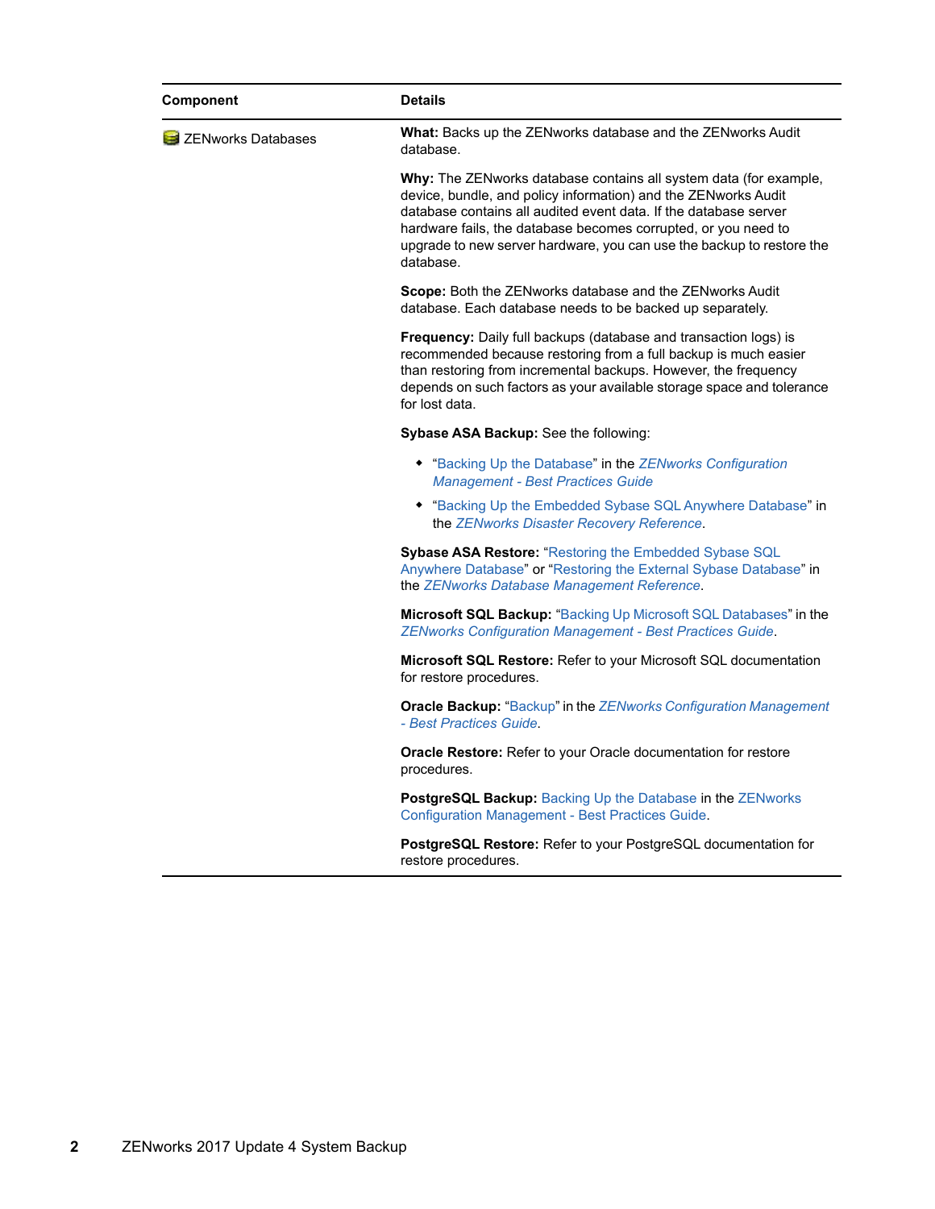| Component | Details |
| --- | --- |
| ZENworks Databases | **What:** Backs up the ZENworks database and the ZENworks Audit database.<br><br>**Why:** The ZENworks database contains all system data (for example, device, bundle, and policy information) and the ZENworks Audit database contains all audited event data. If the database server hardware fails, the database becomes corrupted, or you need to upgrade to new server hardware, you can use the backup to restore the database.<br><br>**Scope:** Both the ZENworks database and the ZENworks Audit database. Each database needs to be backed up separately.<br><br>**Frequency:** Daily full backups (database and transaction logs) is recommended because restoring from a full backup is much easier than restoring from incremental backups. However, the frequency depends on such factors as your available storage space and tolerance for lost data.<br><br>**Sybase ASA Backup:** See the following:<br><br>• "Backing Up the Database" in the *ZENworks Configuration Management - Best Practices Guide*<br>• "Backing Up the Embedded Sybase SQL Anywhere Database" in the *ZENworks Disaster Recovery Reference*.<br><br>**Sybase ASA Restore:** "Restoring the Embedded Sybase SQL Anywhere Database" or "Restoring the External Sybase Database" in the *ZENworks Database Management Reference*.<br><br>**Microsoft SQL Backup:** "Backing Up Microsoft SQL Databases" in the *ZENworks Configuration Management - Best Practices Guide*.<br><br>**Microsoft SQL Restore:** Refer to your Microsoft SQL documentation for restore procedures.<br><br>**Oracle Backup:** "Backup" in the *ZENworks Configuration Management - Best Practices Guide*.<br><br>**Oracle Restore:** Refer to your Oracle documentation for restore procedures.<br><br>**PostgreSQL Backup:** Backing Up the Database in the ZENworks Configuration Management - Best Practices Guide.<br><br>**PostgreSQL Restore:** Refer to your PostgreSQL documentation for restore procedures. |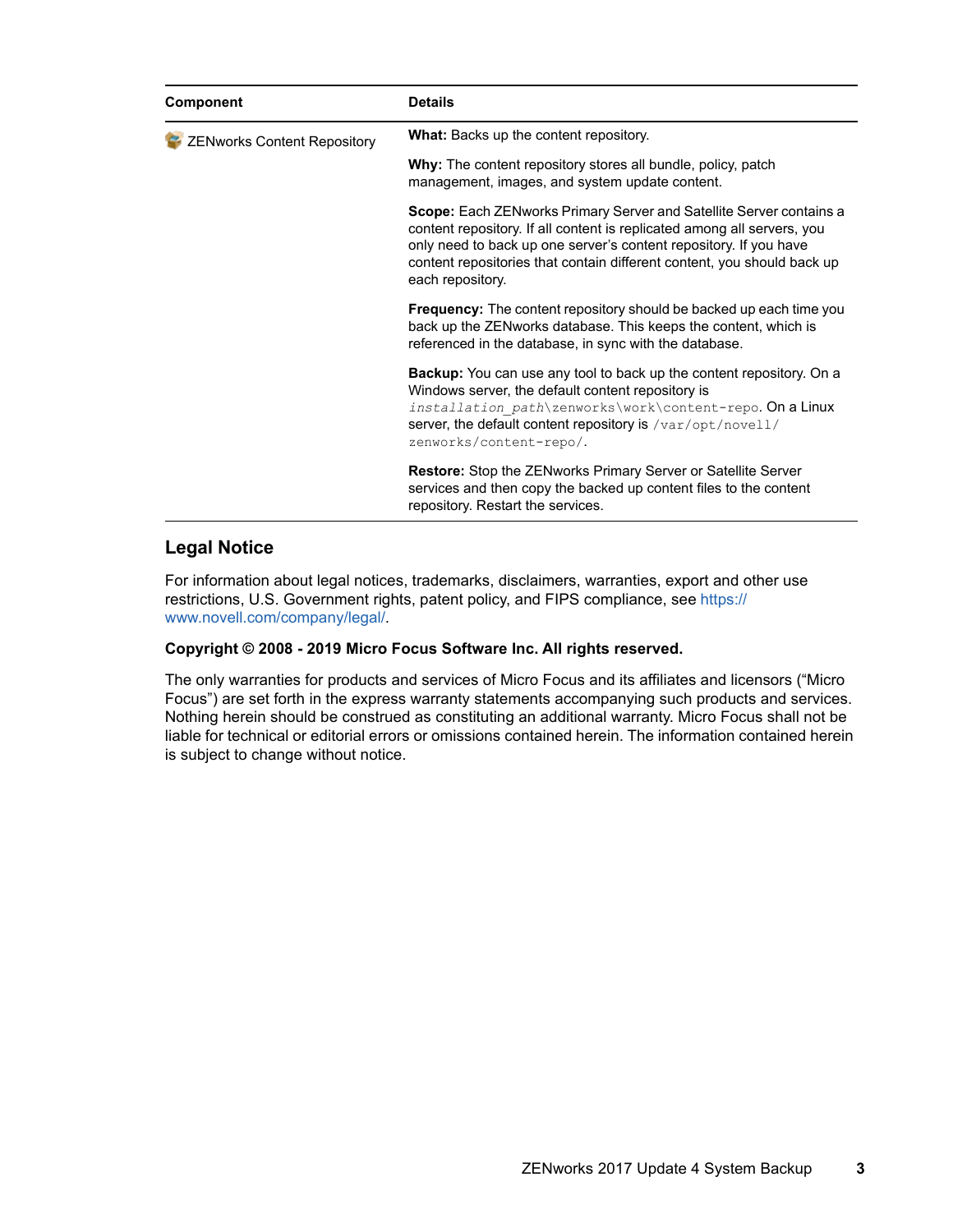| Component | Details |
|---|---|
| ZENworks Content Repository | **What:** Backs up the content repository.<br><br>**Why:** The content repository stores all bundle, policy, patch management, images, and system update content.<br><br>**Scope:** Each ZENworks Primary Server and Satellite Server contains a content repository. If all content is replicated among all servers, you only need to back up one server's content repository. If you have content repositories that contain different content, you should back up each repository.<br><br>**Frequency:** The content repository should be backed up each time you back up the ZENworks database. This keeps the content, which is referenced in the database, in sync with the database.<br><br>**Backup:** You can use any tool to back up the content repository. On a Windows server, the default content repository is `installation_path\zenworks\work\content-repo`. On a Linux server, the default content repository is `/var/opt/novell/zenworks/content-repo/`.<br><br>**Restore:** Stop the ZENworks Primary Server or Satellite Server services and then copy the backed up content files to the content repository. Restart the services. |

## Legal Notice

For information about legal notices, trademarks, disclaimers, warranties, export and other use restrictions, U.S. Government rights, patent policy, and FIPS compliance, see https://www.novell.com/company/legal/.

**Copyright © 2008 - 2019 Micro Focus Software Inc. All rights reserved.**

The only warranties for products and services of Micro Focus and its affiliates and licensors ("Micro Focus") are set forth in the express warranty statements accompanying such products and services. Nothing herein should be construed as constituting an additional warranty. Micro Focus shall not be liable for technical or editorial errors or omissions contained herein. The information contained herein is subject to change without notice.